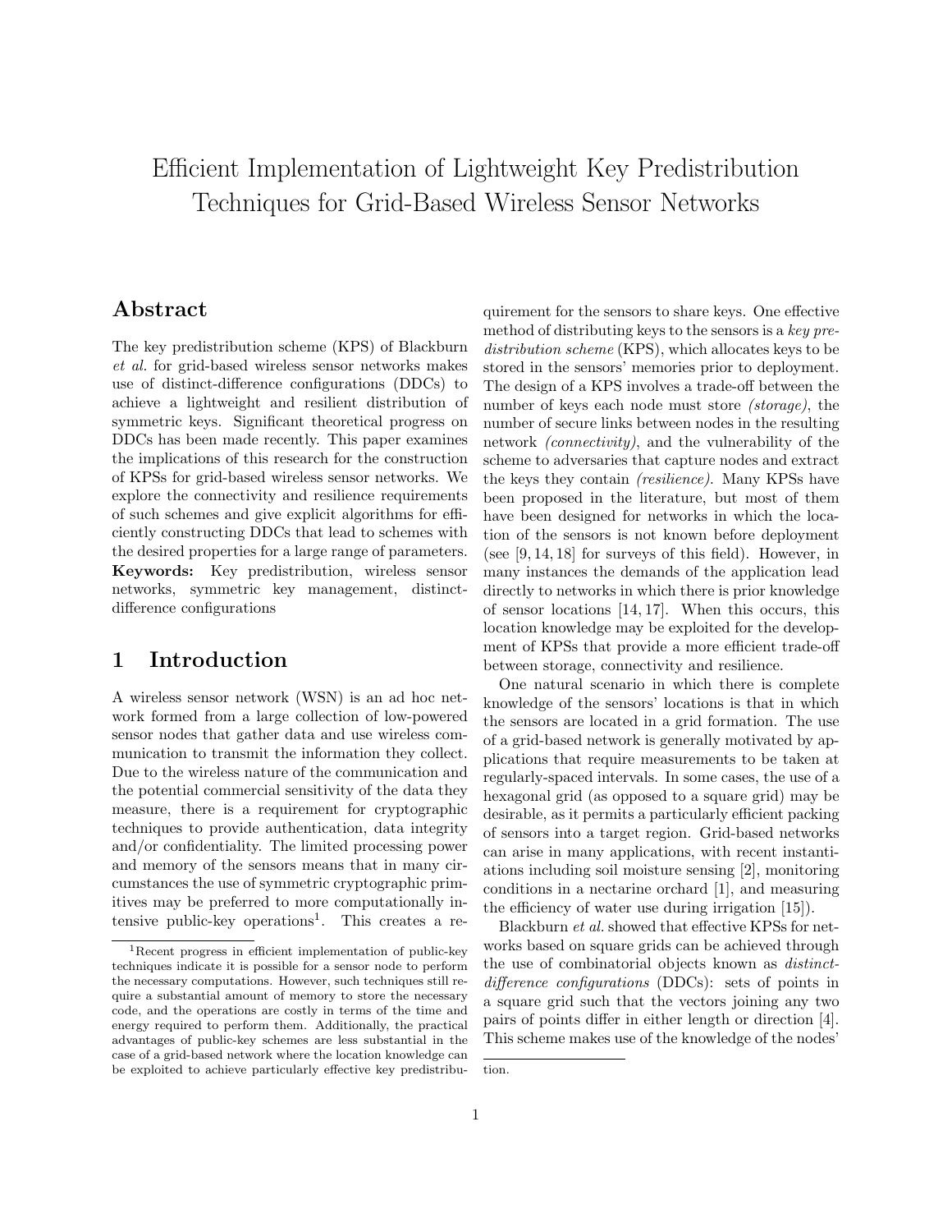# Efficient Implementation of Lightweight Key Predistribution Techniques for Grid-Based Wireless Sensor Networks

## Abstract

The key predistribution scheme (KPS) of Blackburn *et al.* for grid-based wireless sensor networks makes use of distinct-difference configurations (DDCs) to achieve a lightweight and resilient distribution of symmetric keys. Significant theoretical progress on DDCs has been made recently. This paper examines the implications of this research for the construction of KPSs for grid-based wireless sensor networks. We explore the connectivity and resilience requirements of such schemes and give explicit algorithms for efficiently constructing DDCs that lead to schemes with the desired properties for a large range of parameters.

**Keywords:** Key predistribution, wireless sensor networks, symmetric key management, distinct-difference configurations

## 1 Introduction

A wireless sensor network (WSN) is an ad hoc network formed from a large collection of low-powered sensor nodes that gather data and use wireless communication to transmit the information they collect. Due to the wireless nature of the communication and the potential commercial sensitivity of the data they measure, there is a requirement for cryptographic techniques to provide authentication, data integrity and/or confidentiality. The limited processing power and memory of the sensors means that in many circumstances the use of symmetric cryptographic primitives may be preferred to more computationally intensive public-key operations[1]. This creates a requirement for the sensors to share keys. One effective method of distributing keys to the sensors is a *key predistribution scheme* (KPS), which allocates keys to be stored in the sensors' memories prior to deployment. The design of a KPS involves a trade-off between the number of keys each node must store *(storage)*, the number of secure links between nodes in the resulting network *(connectivity)*, and the vulnerability of the scheme to adversaries that capture nodes and extract the keys they contain *(resilience)*. Many KPSs have been proposed in the literature, but most of them have been designed for networks in which the location of the sensors is not known before deployment (see [9, 14, 18] for surveys of this field). However, in many instances the demands of the application lead directly to networks in which there is prior knowledge of sensor locations [14, 17]. When this occurs, this location knowledge may be exploited for the development of KPSs that provide a more efficient trade-off between storage, connectivity and resilience.

One natural scenario in which there is complete knowledge of the sensors' locations is that in which the sensors are located in a grid formation. The use of a grid-based network is generally motivated by applications that require measurements to be taken at regularly-spaced intervals. In some cases, the use of a hexagonal grid (as opposed to a square grid) may be desirable, as it permits a particularly efficient packing of sensors into a target region. Grid-based networks can arise in many applications, with recent instantiations including soil moisture sensing [2], monitoring conditions in a nectarine orchard [1], and measuring the efficiency of water use during irrigation [15]).

Blackburn *et al.* showed that effective KPSs for networks based on square grids can be achieved through the use of combinatorial objects known as *distinct-difference configurations* (DDCs): sets of points in a square grid such that the vectors joining any two pairs of points differ in either length or direction [4]. This scheme makes use of the knowledge of the nodes'

[1] Recent progress in efficient implementation of public-key techniques indicate it is possible for a sensor node to perform the necessary computations. However, such techniques still require a substantial amount of memory to store the necessary code, and the operations are costly in terms of the time and energy required to perform them. Additionally, the practical advantages of public-key schemes are less substantial in the case of a grid-based network where the location knowledge can be exploited to achieve particularly effective key predistribution.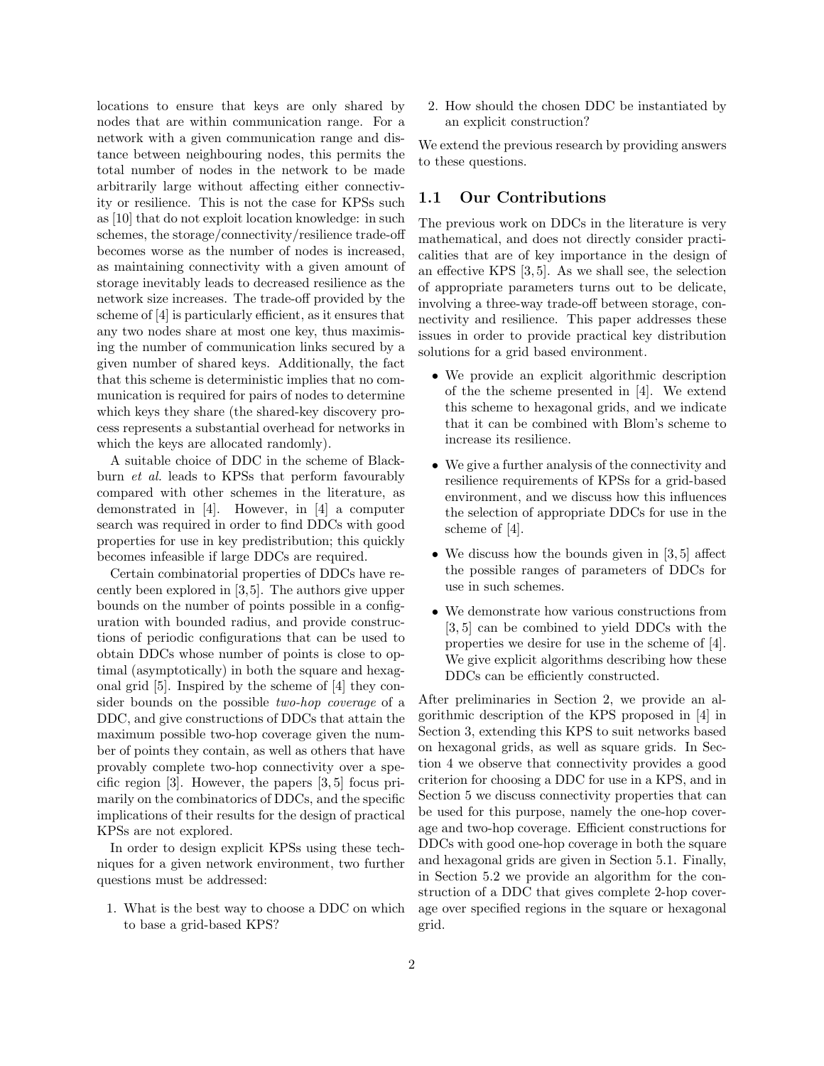locations to ensure that keys are only shared by nodes that are within communication range. For a network with a given communication range and distance between neighbouring nodes, this permits the total number of nodes in the network to be made arbitrarily large without affecting either connectivity or resilience. This is not the case for KPSs such as [10] that do not exploit location knowledge: in such schemes, the storage/connectivity/resilience trade-off becomes worse as the number of nodes is increased, as maintaining connectivity with a given amount of storage inevitably leads to decreased resilience as the network size increases. The trade-off provided by the scheme of [4] is particularly efficient, as it ensures that any two nodes share at most one key, thus maximising the number of communication links secured by a given number of shared keys. Additionally, the fact that this scheme is deterministic implies that no communication is required for pairs of nodes to determine which keys they share (the shared-key discovery process represents a substantial overhead for networks in which the keys are allocated randomly).

A suitable choice of DDC in the scheme of Blackburn *et al.* leads to KPSs that perform favourably compared with other schemes in the literature, as demonstrated in [4]. However, in [4] a computer search was required in order to find DDCs with good properties for use in key predistribution; this quickly becomes infeasible if large DDCs are required.

Certain combinatorial properties of DDCs have recently been explored in [3,5]. The authors give upper bounds on the number of points possible in a configuration with bounded radius, and provide constructions of periodic configurations that can be used to obtain DDCs whose number of points is close to optimal (asymptotically) in both the square and hexagonal grid [5]. Inspired by the scheme of [4] they consider bounds on the possible *two-hop coverage* of a DDC, and give constructions of DDCs that attain the maximum possible two-hop coverage given the number of points they contain, as well as others that have provably complete two-hop connectivity over a specific region [3]. However, the papers [3, 5] focus primarily on the combinatorics of DDCs, and the specific implications of their results for the design of practical KPSs are not explored.

In order to design explicit KPSs using these techniques for a given network environment, two further questions must be addressed:

1. What is the best way to choose a DDC on which to base a grid-based KPS?
2. How should the chosen DDC be instantiated by an explicit construction?

We extend the previous research by providing answers to these questions.

## 1.1 Our Contributions

The previous work on DDCs in the literature is very mathematical, and does not directly consider practicalities that are of key importance in the design of an effective KPS [3, 5]. As we shall see, the selection of appropriate parameters turns out to be delicate, involving a three-way trade-off between storage, connectivity and resilience. This paper addresses these issues in order to provide practical key distribution solutions for a grid based environment.

- We provide an explicit algorithmic description of the the scheme presented in [4]. We extend this scheme to hexagonal grids, and we indicate that it can be combined with Blom's scheme to increase its resilience.
- We give a further analysis of the connectivity and resilience requirements of KPSs for a grid-based environment, and we discuss how this influences the selection of appropriate DDCs for use in the scheme of [4].
- We discuss how the bounds given in [3, 5] affect the possible ranges of parameters of DDCs for use in such schemes.
- We demonstrate how various constructions from [3, 5] can be combined to yield DDCs with the properties we desire for use in the scheme of [4]. We give explicit algorithms describing how these DDCs can be efficiently constructed.

After preliminaries in Section 2, we provide an algorithmic description of the KPS proposed in [4] in Section 3, extending this KPS to suit networks based on hexagonal grids, as well as square grids. In Section 4 we observe that connectivity provides a good criterion for choosing a DDC for use in a KPS, and in Section 5 we discuss connectivity properties that can be used for this purpose, namely the one-hop coverage and two-hop coverage. Efficient constructions for DDCs with good one-hop coverage in both the square and hexagonal grids are given in Section 5.1. Finally, in Section 5.2 we provide an algorithm for the construction of a DDC that gives complete 2-hop coverage over specified regions in the square or hexagonal grid.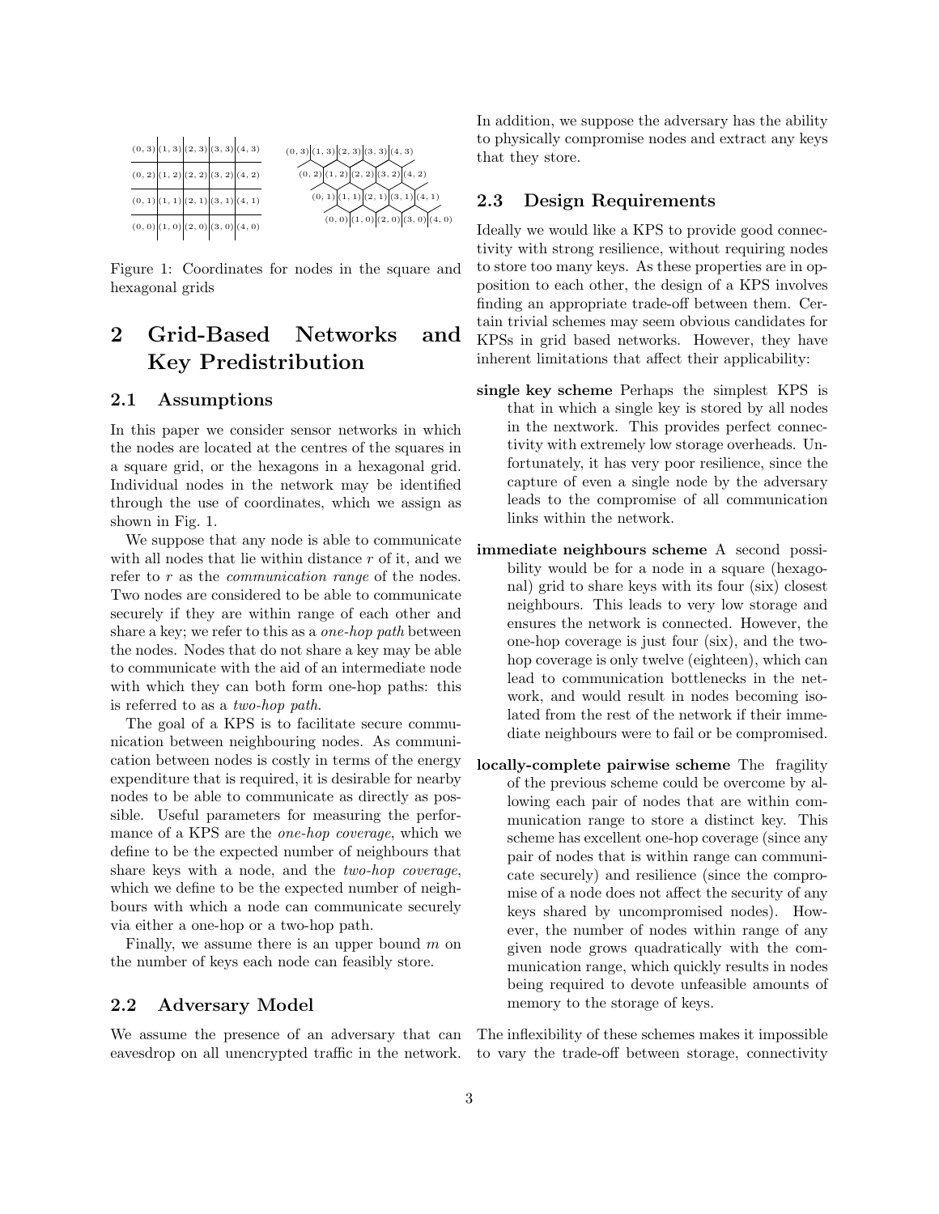(0, 3) (1, 3) (2, 3) (3, 3) (4, 3)
(0, 2) (1, 2) (2, 2) (3, 2) (4, 2)
(0, 1) (1, 1) (2, 1) (3, 1) (4, 1)
(0, 0) (1, 0) (2, 0) (3, 0) (4, 0)

(0, 3) (1, 3) (2, 3) (3, 3) (4, 3)
(0, 2) (1, 2) (2, 2) (3, 2) (4, 2)
(0, 1) (1, 1) (2, 1) (3, 1) (4, 1)
(0, 0) (1, 0) (2, 0) (3, 0) (4, 0)

Figure 1: Coordinates for nodes in the square and hexagonal grids

# 2 Grid-Based Networks and Key Predistribution

## 2.1 Assumptions

In this paper we consider sensor networks in which the nodes are located at the centres of the squares in a square grid, or the hexagons in a hexagonal grid. Individual nodes in the network may be identified through the use of coordinates, which we assign as shown in Fig. 1.

We suppose that any node is able to communicate with all nodes that lie within distance $r$ of it, and we refer to $r$ as the *communication range* of the nodes. Two nodes are considered to be able to communicate securely if they are within range of each other and share a key; we refer to this as a *one-hop path* between the nodes. Nodes that do not share a key may be able to communicate with the aid of an intermediate node with which they can both form one-hop paths: this is referred to as a *two-hop path*.

The goal of a KPS is to facilitate secure communication between neighbouring nodes. As communication between nodes is costly in terms of the energy expenditure that is required, it is desirable for nearby nodes to be able to communicate as directly as possible. Useful parameters for measuring the performance of a KPS are the *one-hop coverage*, which we define to be the expected number of neighbours that share keys with a node, and the *two-hop coverage*, which we define to be the expected number of neighbours with which a node can communicate securely via either a one-hop or a two-hop path.

Finally, we assume there is an upper bound $m$ on the number of keys each node can feasibly store.

## 2.2 Adversary Model

We assume the presence of an adversary that can eavesdrop on all unencrypted traffic in the network. In addition, we suppose the adversary has the ability to physically compromise nodes and extract any keys that they store.

## 2.3 Design Requirements

Ideally we would like a KPS to provide good connectivity with strong resilience, without requiring nodes to store too many keys. As these properties are in opposition to each other, the design of a KPS involves finding an appropriate trade-off between them. Certain trivial schemes may seem obvious candidates for KPSs in grid based networks. However, they have inherent limitations that affect their applicability:

**single key scheme** Perhaps the simplest KPS is that in which a single key is stored by all nodes in the nextwork. This provides perfect connectivity with extremely low storage overheads. Unfortunately, it has very poor resilience, since the capture of even a single node by the adversary leads to the compromise of all communication links within the network.

**immediate neighbours scheme** A second possibility would be for a node in a square (hexagonal) grid to share keys with its four (six) closest neighbours. This leads to very low storage and ensures the network is connected. However, the one-hop coverage is just four (six), and the two-hop coverage is only twelve (eighteen), which can lead to communication bottlenecks in the network, and would result in nodes becoming isolated from the rest of the network if their immediate neighbours were to fail or be compromised.

**locally-complete pairwise scheme** The fragility of the previous scheme could be overcome by allowing each pair of nodes that are within communication range to store a distinct key. This scheme has excellent one-hop coverage (since any pair of nodes that is within range can communicate securely) and resilience (since the compromise of a node does not affect the security of any keys shared by uncompromised nodes). However, the number of nodes within range of any given node grows quadratically with the communication range, which quickly results in nodes being required to devote unfeasible amounts of memory to the storage of keys.

The inflexibility of these schemes makes it impossible to vary the trade-off between storage, connectivity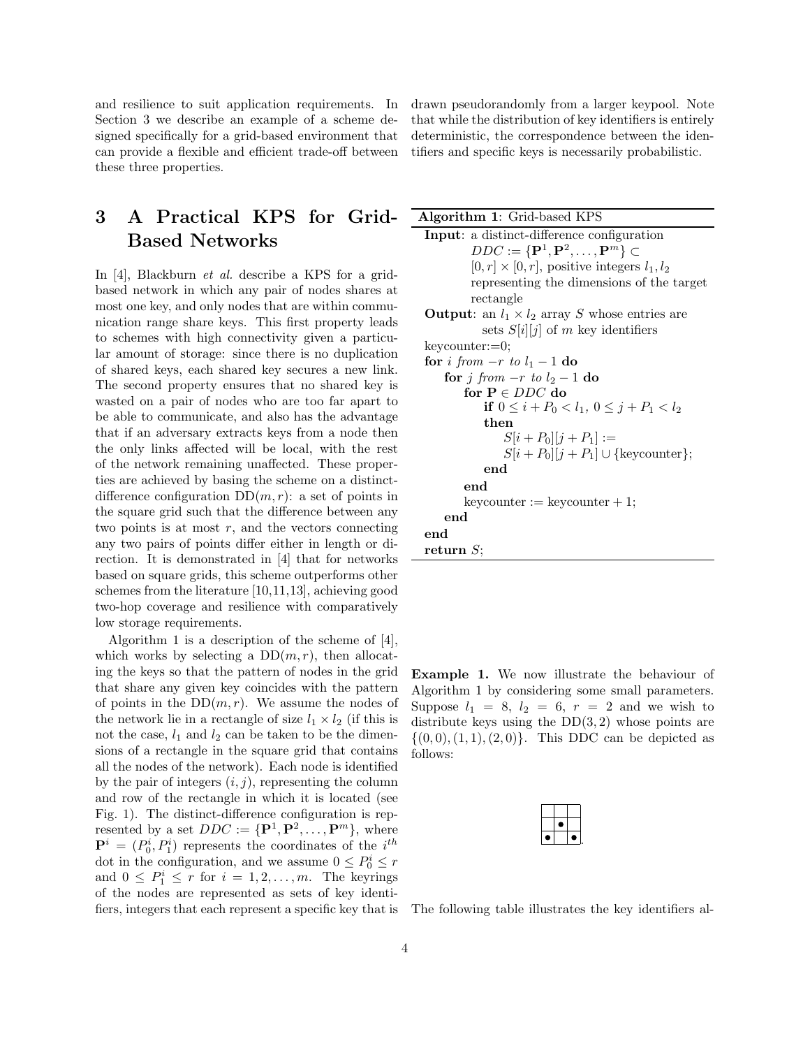and resilience to suit application requirements. In Section 3 we describe an example of a scheme designed specifically for a grid-based environment that can provide a flexible and efficient trade-off between these three properties.

# 3 A Practical KPS for Grid-Based Networks

In [4], Blackburn *et al.* describe a KPS for a grid-based network in which any pair of nodes shares at most one key, and only nodes that are within communication range share keys. This first property leads to schemes with high connectivity given a particular amount of storage: since there is no duplication of shared keys, each shared key secures a new link. The second property ensures that no shared key is wasted on a pair of nodes who are too far apart to be able to communicate, and also has the advantage that if an adversary extracts keys from a node then the only links affected will be local, with the rest of the network remaining unaffected. These properties are achieved by basing the scheme on a distinct-difference configuration $\mathrm{DD}(m,r)$: a set of points in the square grid such that the difference between any two points is at most $r$, and the vectors connecting any two pairs of points differ either in length or direction. It is demonstrated in [4] that for networks based on square grids, this scheme outperforms other schemes from the literature [10,11,13], achieving good two-hop coverage and resilience with comparatively low storage requirements.

Algorithm 1 is a description of the scheme of [4], which works by selecting a $\mathrm{DD}(m,r)$, then allocating the keys so that the pattern of nodes in the grid that share any given key coincides with the pattern of points in the $\mathrm{DD}(m,r)$. We assume the nodes of the network lie in a rectangle of size $l_1 \times l_2$ (if this is not the case, $l_1$ and $l_2$ can be taken to be the dimensions of a rectangle in the square grid that contains all the nodes of the network). Each node is identified by the pair of integers $(i,j)$, representing the column and row of the rectangle in which it is located (see Fig. 1). The distinct-difference configuration is represented by a set $DDC := \{\mathbf{P}^1, \mathbf{P}^2, \ldots, \mathbf{P}^m\}$, where $\mathbf{P}^i = (P_0^i, P_1^i)$ represents the coordinates of the $i^{th}$ dot in the configuration, and we assume $0 \leq P_0^i \leq r$ and $0 \leq P_1^i \leq r$ for $i = 1, 2, \ldots, m$. The keyrings of the nodes are represented as sets of key identifiers, integers that each represent a specific key that is drawn pseudorandomly from a larger keypool. Note that while the distribution of key identifiers is entirely deterministic, the correspondence between the identifiers and specific keys is necessarily probabilistic.

**Algorithm 1**: Grid-based KPS

```
Input: a distinct-difference configuration
       DDC := {P^1, P^2, ..., P^m} ⊂ [0,r] × [0,r], positive integers l1, l2
       representing the dimensions of the target rectangle
Output: an l1 × l2 array S whose entries are
        sets S[i][j] of m key identifiers
keycounter:=0;
for i from −r to l1 − 1 do
    for j from −r to l2 − 1 do
        for P ∈ DDC do
            if 0 ≤ i + P0 < l1, 0 ≤ j + P1 < l2
            then
                S[i + P0][j + P1] :=
                S[i + P0][j + P1] ∪ {keycounter};
            end
        end
        keycounter := keycounter + 1;
    end
end
return S;
```

**Example 1.** We now illustrate the behaviour of Algorithm 1 by considering some small parameters. Suppose $l_1 = 8$, $l_2 = 6$, $r = 2$ and we wish to distribute keys using the $\mathrm{DD}(3,2)$ whose points are $\{(0,0),(1,1),(2,0)\}$. This DDC can be depicted as follows:

|   |   |   |
|---|---|---|
|   |   |   |
|   | • |   |
| • |   | • |

The following table illustrates the key identifiers al-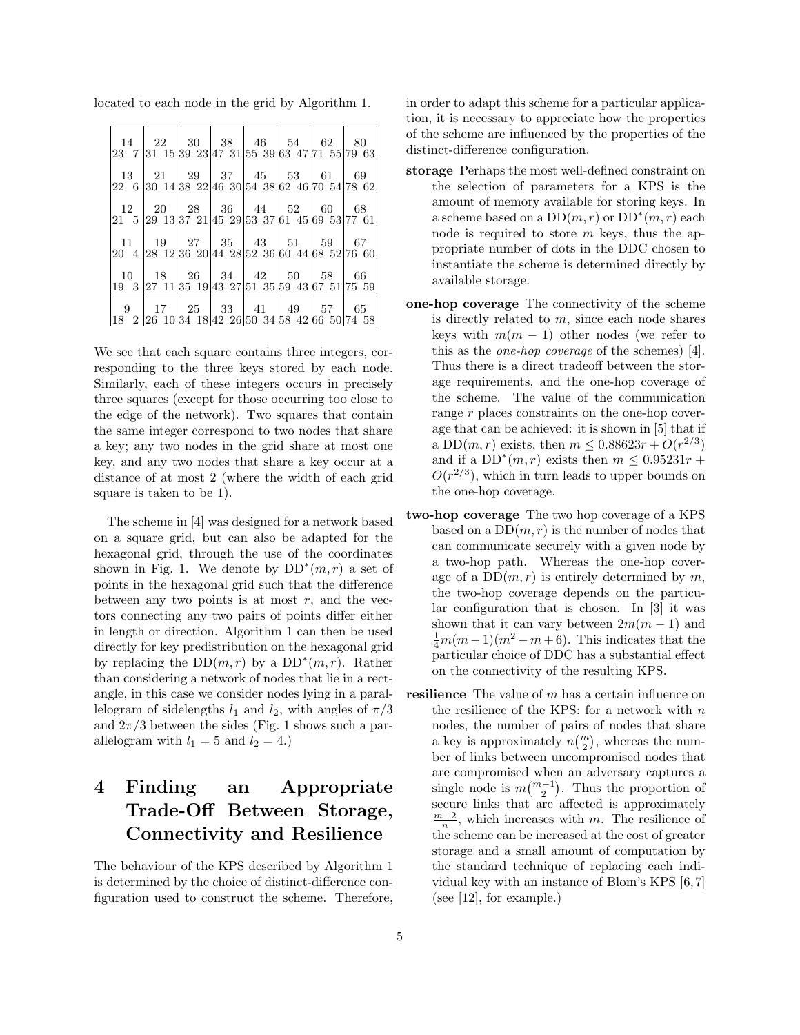located to each node in the grid by Algorithm 1.

| 14<br>23 7 | 22<br>31 15 | 30<br>39 23 | 38<br>47 31 | 46<br>55 39 | 54<br>63 47 | 62<br>71 55 | 80<br>79 63 |
|---|---|---|---|---|---|---|---|
| 13<br>22 6 | 21<br>30 14 | 29<br>38 22 | 37<br>46 30 | 45<br>54 38 | 53<br>62 46 | 61<br>70 54 | 69<br>78 62 |
| 12<br>21 5 | 20<br>29 13 | 28<br>37 21 | 36<br>45 29 | 44<br>53 37 | 52<br>61 45 | 60<br>69 53 | 68<br>77 61 |
| 11<br>20 4 | 19<br>28 12 | 27<br>36 20 | 35<br>44 28 | 43<br>52 36 | 51<br>60 44 | 59<br>68 52 | 67<br>76 60 |
| 10<br>19 3 | 18<br>27 11 | 26<br>35 19 | 34<br>43 27 | 42<br>51 35 | 50<br>59 43 | 58<br>67 51 | 66<br>75 59 |
| 9<br>18 2 | 17<br>26 10 | 25<br>34 18 | 33<br>42 26 | 41<br>50 34 | 49<br>58 42 | 57<br>66 50 | 65<br>74 58 |

We see that each square contains three integers, corresponding to the three keys stored by each node. Similarly, each of these integers occurs in precisely three squares (except for those occurring too close to the edge of the network). Two squares that contain the same integer correspond to two nodes that share a key; any two nodes in the grid share at most one key, and any two nodes that share a key occur at a distance of at most 2 (where the width of each grid square is taken to be 1).

The scheme in [4] was designed for a network based on a square grid, but can also be adapted for the hexagonal grid, through the use of the coordinates shown in Fig. 1. We denote by $\mathrm{DD}^*(m,r)$ a set of points in the hexagonal grid such that the difference between any two points is at most $r$, and the vectors connecting any two pairs of points differ either in length or direction. Algorithm 1 can then be used directly for key predistribution on the hexagonal grid by replacing the $\mathrm{DD}(m,r)$ by a $\mathrm{DD}^*(m,r)$. Rather than considering a network of nodes that lie in a rectangle, in this case we consider nodes lying in a parallelogram of sidelengths $l_1$ and $l_2$, with angles of $\pi/3$ and $2\pi/3$ between the sides (Fig. 1 shows such a parallelogram with $l_1 = 5$ and $l_2 = 4$.)

# 4 Finding an Appropriate Trade-Off Between Storage, Connectivity and Resilience

The behaviour of the KPS described by Algorithm 1 is determined by the choice of distinct-difference configuration used to construct the scheme. Therefore, in order to adapt this scheme for a particular application, it is necessary to appreciate how the properties of the scheme are influenced by the properties of the distinct-difference configuration.

- **storage** Perhaps the most well-defined constraint on the selection of parameters for a KPS is the amount of memory available for storing keys. In a scheme based on a $\mathrm{DD}(m,r)$ or $\mathrm{DD}^*(m,r)$ each node is required to store $m$ keys, thus the appropriate number of dots in the DDC chosen to instantiate the scheme is determined directly by available storage.
- **one-hop coverage** The connectivity of the scheme is directly related to $m$, since each node shares keys with $m(m-1)$ other nodes (we refer to this as the *one-hop coverage* of the schemes) [4]. Thus there is a direct tradeoff between the storage requirements, and the one-hop coverage of the scheme. The value of the communication range $r$ places constraints on the one-hop coverage that can be achieved: it is shown in [5] that if a $\mathrm{DD}(m,r)$ exists, then $m \leq 0.88623r + O(r^{2/3})$ and if a $\mathrm{DD}^*(m,r)$ exists then $m \leq 0.95231r + O(r^{2/3})$, which in turn leads to upper bounds on the one-hop coverage.
- **two-hop coverage** The two hop coverage of a KPS based on a $\mathrm{DD}(m,r)$ is the number of nodes that can communicate securely with a given node by a two-hop path. Whereas the one-hop coverage of a $\mathrm{DD}(m,r)$ is entirely determined by $m$, the two-hop coverage depends on the particular configuration that is chosen. In [3] it was shown that it can vary between $2m(m-1)$ and $\frac{1}{4}m(m-1)(m^2-m+6)$. This indicates that the particular choice of DDC has a substantial effect on the connectivity of the resulting KPS.
- **resilience** The value of $m$ has a certain influence on the resilience of the KPS: for a network with $n$ nodes, the number of pairs of nodes that share a key is approximately $n\binom{m}{2}$, whereas the number of links between uncompromised nodes that are compromised when an adversary captures a single node is $m\binom{m-1}{2}$. Thus the proportion of secure links that are affected is approximately $\frac{m-2}{n}$, which increases with $m$. The resilience of the scheme can be increased at the cost of greater storage and a small amount of computation by the standard technique of replacing each individual key with an instance of Blom's KPS [6,7] (see [12], for example.)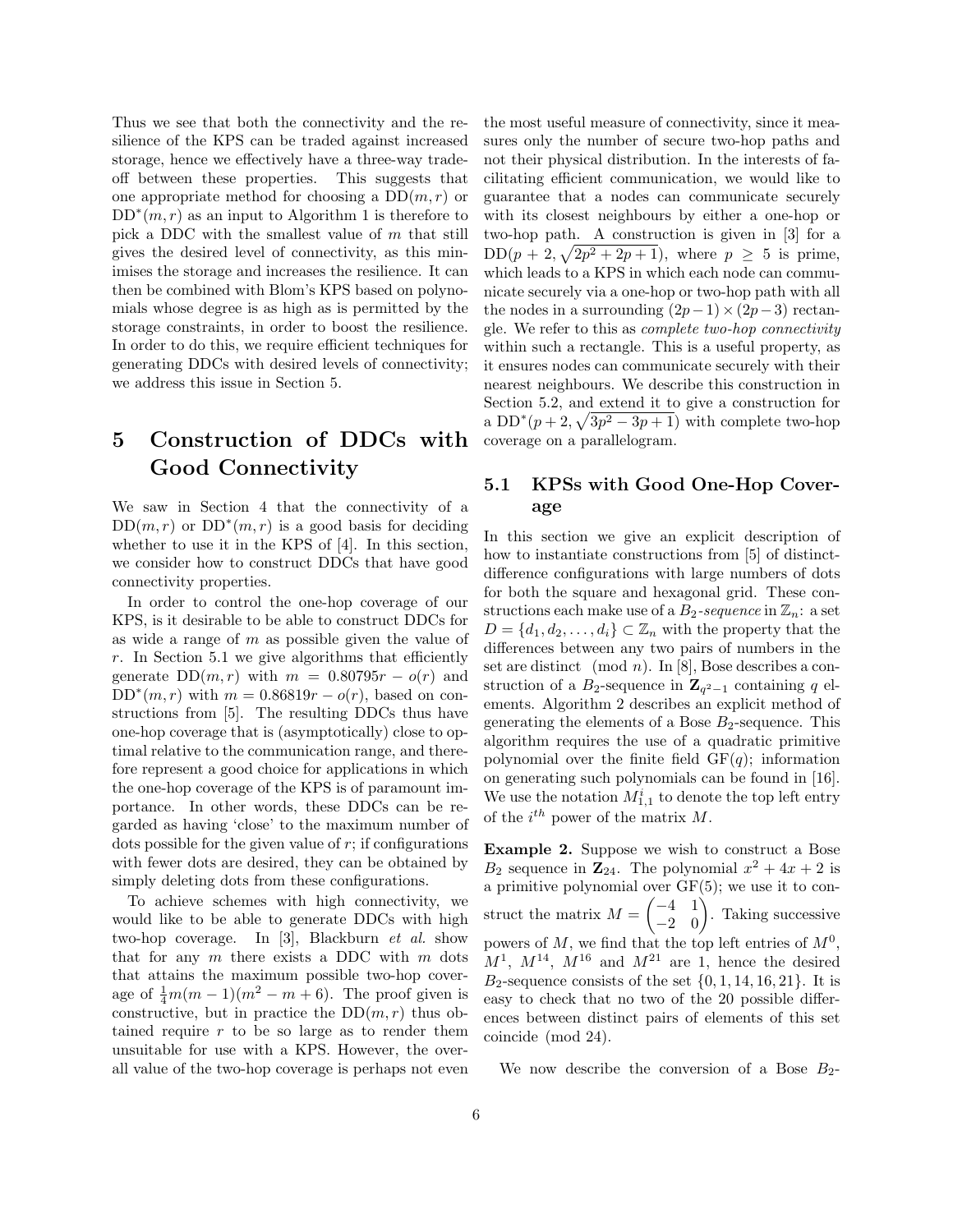Thus we see that both the connectivity and the resilience of the KPS can be traded against increased storage, hence we effectively have a three-way tradeoff between these properties. This suggests that one appropriate method for choosing a $\mathrm{DD}(m, r)$ or $\mathrm{DD}^*(m, r)$ as an input to Algorithm 1 is therefore to pick a DDC with the smallest value of $m$ that still gives the desired level of connectivity, as this minimises the storage and increases the resilience. It can then be combined with Blom's KPS based on polynomials whose degree is as high as is permitted by the storage constraints, in order to boost the resilience. In order to do this, we require efficient techniques for generating DDCs with desired levels of connectivity; we address this issue in Section 5.

# 5 Construction of DDCs with Good Connectivity

We saw in Section 4 that the connectivity of a $\mathrm{DD}(m, r)$ or $\mathrm{DD}^*(m, r)$ is a good basis for deciding whether to use it in the KPS of [4]. In this section, we consider how to construct DDCs that have good connectivity properties.

In order to control the one-hop coverage of our KPS, is it desirable to be able to construct DDCs for as wide a range of $m$ as possible given the value of $r$. In Section 5.1 we give algorithms that efficiently generate $\mathrm{DD}(m, r)$ with $m = 0.80795r - o(r)$ and $\mathrm{DD}^*(m, r)$ with $m = 0.86819r - o(r)$, based on constructions from [5]. The resulting DDCs thus have one-hop coverage that is (asymptotically) close to optimal relative to the communication range, and therefore represent a good choice for applications in which the one-hop coverage of the KPS is of paramount importance. In other words, these DDCs can be regarded as having 'close' to the maximum number of dots possible for the given value of $r$; if configurations with fewer dots are desired, they can be obtained by simply deleting dots from these configurations.

To achieve schemes with high connectivity, we would like to be able to generate DDCs with high two-hop coverage. In [3], Blackburn *et al.* show that for any $m$ there exists a DDC with $m$ dots that attains the maximum possible two-hop coverage of $\frac{1}{4}m(m-1)(m^2 - m + 6)$. The proof given is constructive, but in practice the $\mathrm{DD}(m, r)$ thus obtained require $r$ to be so large as to render them unsuitable for use with a KPS. However, the overall value of the two-hop coverage is perhaps not even the most useful measure of connectivity, since it measures only the number of secure two-hop paths and not their physical distribution. In the interests of facilitating efficient communication, we would like to guarantee that a nodes can communicate securely with its closest neighbours by either a one-hop or two-hop path. A construction is given in [3] for a $\mathrm{DD}(p + 2, \sqrt{2p^2 + 2p + 1})$, where $p \geq 5$ is prime, which leads to a KPS in which each node can communicate securely via a one-hop or two-hop path with all the nodes in a surrounding $(2p-1) \times (2p-3)$ rectangle. We refer to this as *complete two-hop connectivity* within such a rectangle. This is a useful property, as it ensures nodes can communicate securely with their nearest neighbours. We describe this construction in Section 5.2, and extend it to give a construction for a $\mathrm{DD}^*(p + 2, \sqrt{3p^2 - 3p + 1})$ with complete two-hop coverage on a parallelogram.

## 5.1 KPSs with Good One-Hop Coverage

In this section we give an explicit description of how to instantiate constructions from [5] of distinct-difference configurations with large numbers of dots for both the square and hexagonal grid. These constructions each make use of a $B_2$-*sequence* in $\mathbb{Z}_n$: a set $D = \{d_1, d_2, \ldots, d_i\} \subset \mathbb{Z}_n$ with the property that the differences between any two pairs of numbers in the set are distinct $\pmod{n}$. In [8], Bose describes a construction of a $B_2$-sequence in $\mathbf{Z}_{q^2-1}$ containing $q$ elements. Algorithm 2 describes an explicit method of generating the elements of a Bose $B_2$-sequence. This algorithm requires the use of a quadratic primitive polynomial over the finite field $\mathrm{GF}(q)$; information on generating such polynomials can be found in [16]. We use the notation $M^i_{1,1}$ to denote the top left entry of the $i^{th}$ power of the matrix $M$.

**Example 2.** Suppose we wish to construct a Bose $B_2$ sequence in $\mathbf{Z}_{24}$. The polynomial $x^2 + 4x + 2$ is a primitive polynomial over $\mathrm{GF}(5)$; we use it to construct the matrix $M = \begin{pmatrix} -4 & 1 \\ -2 & 0 \end{pmatrix}$. Taking successive powers of $M$, we find that the top left entries of $M^0$, $M^1$, $M^{14}$, $M^{16}$ and $M^{21}$ are 1, hence the desired $B_2$-sequence consists of the set $\{0, 1, 14, 16, 21\}$. It is easy to check that no two of the 20 possible differences between distinct pairs of elements of this set coincide (mod 24).

We now describe the conversion of a Bose $B_2$-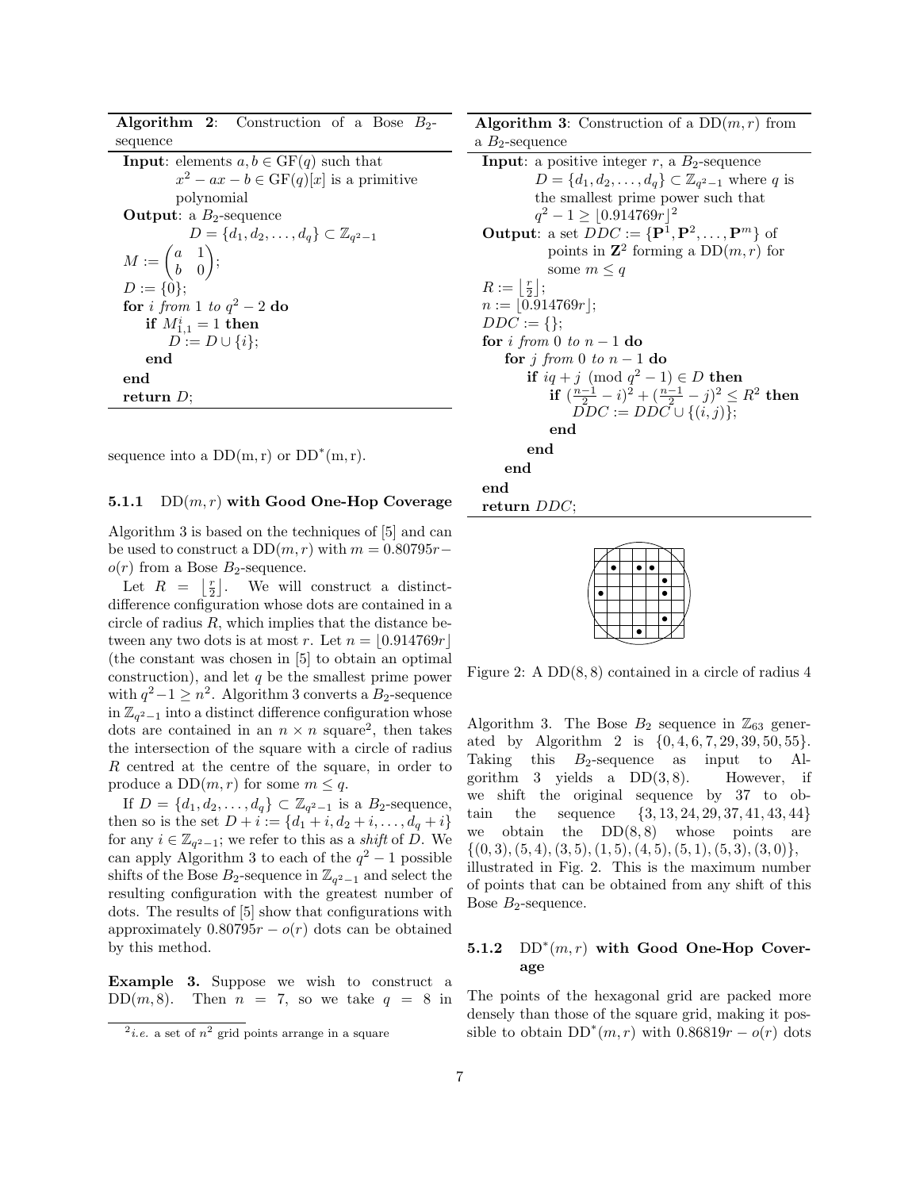**Algorithm 2**: Construction of a Bose $B_2$-sequence

```
Input: elements a, b ∈ GF(q) such that
       x^2 − ax − b ∈ GF(q)[x] is a primitive
       polynomial
Output: a B_2-sequence
        D = {d_1, d_2, ..., d_q} ⊂ Z_{q^2−1}
M := ( a  1 )
     ( b  0 );
D := {0};
for i from 1 to q^2 − 2 do
    if M^i_{1,1} = 1 then
        D := D ∪ {i};
    end
end
return D;
```

sequence into a DD(m, r) or DD*(m, r).

### 5.1.1 $\mathrm{DD}(m, r)$ with Good One-Hop Coverage

Algorithm 3 is based on the techniques of [5] and can be used to construct a $\mathrm{DD}(m, r)$ with $m = 0.80795r - o(r)$ from a Bose $B_2$-sequence.

Let $R = \lfloor \frac{r}{2} \rfloor$. We will construct a distinct-difference configuration whose dots are contained in a circle of radius $R$, which implies that the distance between any two dots is at most $r$. Let $n = \lfloor 0.914769r \rfloor$ (the constant was chosen in [5] to obtain an optimal construction), and let $q$ be the smallest prime power with $q^2 - 1 \geq n^2$. Algorithm 3 converts a $B_2$-sequence in $\mathbb{Z}_{q^2-1}$ into a distinct difference configuration whose dots are contained in an $n \times n$ square[2], then takes the intersection of the square with a circle of radius $R$ centred at the centre of the square, in order to produce a $\mathrm{DD}(m, r)$ for some $m \leq q$.

If $D = \{d_1, d_2, \ldots, d_q\} \subset \mathbb{Z}_{q^2-1}$ is a $B_2$-sequence, then so is the set $D + i := \{d_1 + i, d_2 + i, \ldots, d_q + i\}$ for any $i \in \mathbb{Z}_{q^2-1}$; we refer to this as a *shift* of $D$. We can apply Algorithm 3 to each of the $q^2 - 1$ possible shifts of the Bose $B_2$-sequence in $\mathbb{Z}_{q^2-1}$ and select the resulting configuration with the greatest number of dots. The results of [5] show that configurations with approximately $0.80795r - o(r)$ dots can be obtained by this method.

**Example 3.** Suppose we wish to construct a $\mathrm{DD}(m, 8)$. Then $n = 7$, so we take $q = 8$ in

[2] *i.e.* a set of $n^2$ grid points arrange in a square

**Algorithm 3**: Construction of a $\mathrm{DD}(m, r)$ from a $B_2$-sequence

```
Input: a positive integer r, a B_2-sequence
       D = {d_1, d_2, ..., d_q} ⊂ Z_{q^2−1} where q is
       the smallest prime power such that
       q^2 − 1 ≥ ⌊0.914769r⌋^2
Output: a set DDC := {P^1, P^2, ..., P^m} of
        points in Z^2 forming a DD(m, r) for
        some m ≤ q
R := ⌊r/2⌋;
n := ⌊0.914769r⌋;
DDC := {};
for i from 0 to n − 1 do
    for j from 0 to n − 1 do
        if iq + j (mod q^2 − 1) ∈ D then
            if ((n−1)/2 − i)^2 + ((n−1)/2 − j)^2 ≤ R^2 then
                DDC := DDC ∪ {(i, j)};
            end
        end
    end
end
return DDC;
```

Figure 2: A $\mathrm{DD}(8, 8)$ contained in a circle of radius 4

Algorithm 3. The Bose $B_2$ sequence in $\mathbb{Z}_{63}$ generated by Algorithm 2 is $\{0, 4, 6, 7, 29, 39, 50, 55\}$. Taking this $B_2$-sequence as input to Algorithm 3 yields a $\mathrm{DD}(3, 8)$. However, if we shift the original sequence by 37 to obtain the sequence $\{3, 13, 24, 29, 37, 41, 43, 44\}$ we obtain the $\mathrm{DD}(8, 8)$ whose points are $\{(0, 3), (5, 4), (3, 5), (1, 5), (4, 5), (5, 1), (5, 3), (3, 0)\}$, illustrated in Fig. 2. This is the maximum number of points that can be obtained from any shift of this Bose $B_2$-sequence.

### 5.1.2 $\mathrm{DD}^*(m, r)$ with Good One-Hop Coverage

The points of the hexagonal grid are packed more densely than those of the square grid, making it possible to obtain $\mathrm{DD}^*(m, r)$ with $0.86819r - o(r)$ dots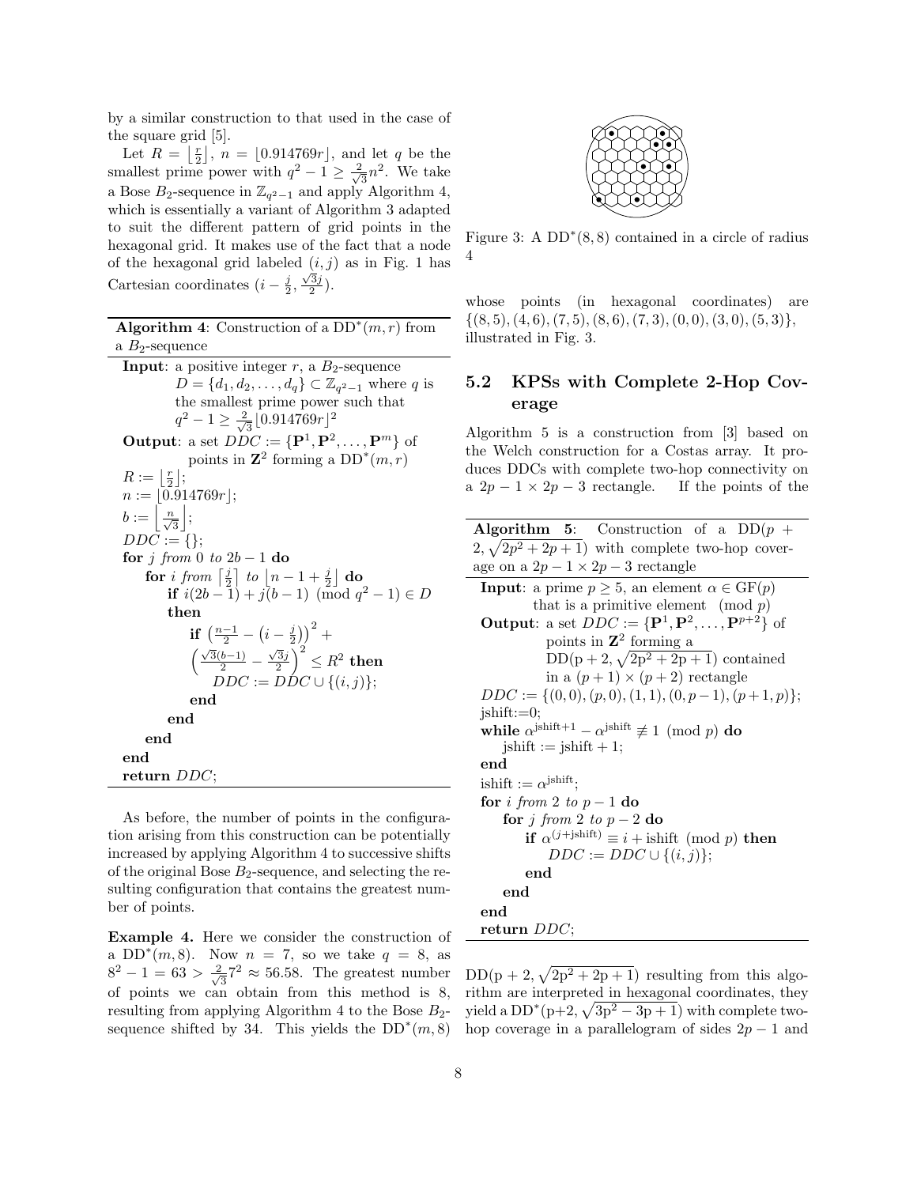by a similar construction to that used in the case of the square grid [5].

Let $R = \left\lfloor \frac{r}{2} \right\rfloor$, $n = \lfloor 0.914769r \rfloor$, and let $q$ be the smallest prime power with $q^2 - 1 \geq \frac{2}{\sqrt{3}} n^2$. We take a Bose $B_2$-sequence in $\mathbb{Z}_{q^2-1}$ and apply Algorithm 4, which is essentially a variant of Algorithm 3 adapted to suit the different pattern of grid points in the hexagonal grid. It makes use of the fact that a node of the hexagonal grid labeled $(i,j)$ as in Fig. 1 has Cartesian coordinates $(i - \frac{j}{2}, \frac{\sqrt{3}j}{2})$.

**Algorithm 4**: Construction of a DD$^*(m,r)$ from a $B_2$-sequence

**Input**: a positive integer $r$, a $B_2$-sequence $D = \{d_1, d_2, \ldots, d_q\} \subset \mathbb{Z}_{q^2-1}$ where $q$ is the smallest prime power such that $q^2 - 1 \geq \frac{2}{\sqrt{3}} \lfloor 0.914769r \rfloor^2$

**Output**: a set $DDC := \{\mathbf{P}^1, \mathbf{P}^2, \ldots, \mathbf{P}^m\}$ of points in $\mathbf{Z}^2$ forming a DD$^*(m,r)$

```
R := ⌊r/2⌋;
n := ⌊0.914769r⌋;
b := ⌊n/√3⌋;
DDC := {};
for j from 0 to 2b − 1 do
    for i from ⌈j/2⌉ to ⌊n − 1 + j/2⌋ do
        if i(2b − 1) + j(b − 1) (mod q² − 1) ∈ D then
            if ((n−1)/2 − (i − j/2))² + (√3(b−1)/2 − √3j/2)² ≤ R² then
                DDC := DDC ∪ {(i, j)};
            end
        end
    end
end
return DDC;
```

As before, the number of points in the configuration arising from this construction can be potentially increased by applying Algorithm 4 to successive shifts of the original Bose $B_2$-sequence, and selecting the resulting configuration that contains the greatest number of points.

**Example 4.** Here we consider the construction of a DD$^*(m,8)$. Now $n = 7$, so we take $q = 8$, as $8^2 - 1 = 63 > \frac{2}{\sqrt{3}} 7^2 \approx 56.58$. The greatest number of points we can obtain from this method is 8, resulting from applying Algorithm 4 to the Bose $B_2$-sequence shifted by 34. This yields the DD$^*(m,8)$ whose points (in hexagonal coordinates) are $\{(8,5), (4,6), (7,5), (8,6), (7,3), (0,0), (3,0), (5,3)\}$, illustrated in Fig. 3.

Figure 3: A DD$^*(8,8)$ contained in a circle of radius 4

## 5.2 KPSs with Complete 2-Hop Coverage

Algorithm 5 is a construction from [3] based on the Welch construction for a Costas array. It produces DDCs with complete two-hop connectivity on a $2p-1 \times 2p-3$ rectangle. If the points of the DD$(p+2, \sqrt{2p^2+2p+1})$ resulting from this algorithm are interpreted in hexagonal coordinates, they yield a DD$^*(p+2, \sqrt{3p^2-3p+1})$ with complete two-hop coverage in a parallelogram of sides $2p-1$ and

**Algorithm 5**: Construction of a DD$(p+2, \sqrt{2p^2+2p+1})$ with complete two-hop coverage on a $2p-1 \times 2p-3$ rectangle

**Input**: a prime $p \geq 5$, an element $\alpha \in \mathrm{GF}(p)$ that is a primitive element (mod $p$)

**Output**: a set $DDC := \{\mathbf{P}^1, \mathbf{P}^2, \ldots, \mathbf{P}^{p+2}\}$ of points in $\mathbf{Z}^2$ forming a DD$(p+2, \sqrt{2p^2+2p+1})$ contained in a $(p+1) \times (p+2)$ rectangle

```
DDC := {(0,0), (p,0), (1,1), (0,p−1), (p+1,p)};
jshift:=0;
while α^(jshift+1) − α^jshift ≢ 1 (mod p) do
    jshift := jshift + 1;
end
ishift := α^jshift;
for i from 2 to p − 1 do
    for j from 2 to p − 2 do
        if α^(j+jshift) ≡ i + ishift (mod p) then
            DDC := DDC ∪ {(i, j)};
        end
    end
end
return DDC;
```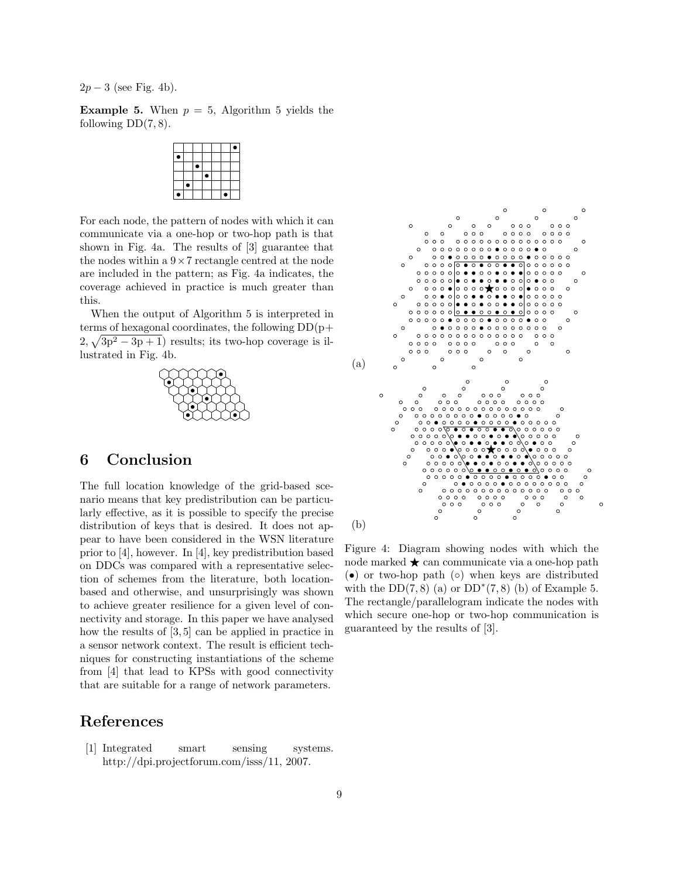$2p-3$ (see Fig. 4b).

**Example 5.** When $p = 5$, Algorithm 5 yields the following $\mathrm{DD}(7, 8)$.

For each node, the pattern of nodes with which it can communicate via a one-hop or two-hop path is that shown in Fig. 4a. The results of [3] guarantee that the nodes within a $9 \times 7$ rectangle centred at the node are included in the pattern; as Fig. 4a indicates, the coverage achieved in practice is much greater than this.

When the output of Algorithm 5 is interpreted in terms of hexagonal coordinates, the following $\mathrm{DD}(p+2, \sqrt{3p^2-3p+1})$ results; its two-hop coverage is illustrated in Fig. 4b.

Figure 4: Diagram showing nodes with which the node marked ★ can communicate via a one-hop path (•) or two-hop path (∘) when keys are distributed with the $\mathrm{DD}(7, 8)$ (a) or $\mathrm{DD}^*(7, 8)$ (b) of Example 5. The rectangle/parallelogram indicate the nodes with which secure one-hop or two-hop communication is guaranteed by the results of [3].

# 6 Conclusion

The full location knowledge of the grid-based scenario means that key predistribution can be particularly effective, as it is possible to specify the precise distribution of keys that is desired. It does not appear to have been considered in the WSN literature prior to [4], however. In [4], key predistribution based on DDCs was compared with a representative selection of schemes from the literature, both location-based and otherwise, and unsurprisingly was shown to achieve greater resilience for a given level of connectivity and storage. In this paper we have analysed how the results of [3, 5] can be applied in practice in a sensor network context. The result is efficient techniques for constructing instantiations of the scheme from [4] that lead to KPSs with good connectivity that are suitable for a range of network parameters.

# References

[1] Integrated smart sensing systems. http://dpi.projectforum.com/isss/11, 2007.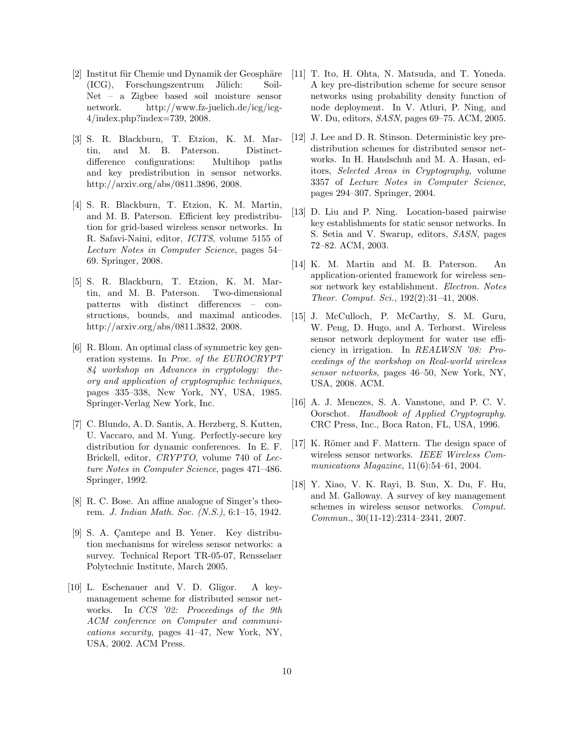[2] Institut für Chemie und Dynamik der Geosphäre (ICG), Forschungszentrum Jülich: SoilNet – a Zigbee based soil moisture sensor network. http://www.fz-juelich.de/icg/icg-4/index.php?index=739, 2008.

[3] S. R. Blackburn, T. Etzion, K. M. Martin, and M. B. Paterson. Distinct-difference configurations: Multihop paths and key predistribution in sensor networks. http://arxiv.org/abs/0811.3896, 2008.

[4] S. R. Blackburn, T. Etzion, K. M. Martin, and M. B. Paterson. Efficient key predistribution for grid-based wireless sensor networks. In R. Safavi-Naini, editor, *ICITS*, volume 5155 of *Lecture Notes in Computer Science*, pages 54–69. Springer, 2008.

[5] S. R. Blackburn, T. Etzion, K. M. Martin, and M. B. Paterson. Two-dimensional patterns with distinct differences – constructions, bounds, and maximal anticodes. http://arxiv.org/abs/0811.3832, 2008.

[6] R. Blom. An optimal class of symmetric key generation systems. In *Proc. of the EUROCRYPT 84 workshop on Advances in cryptology: theory and application of cryptographic techniques*, pages 335–338, New York, NY, USA, 1985. Springer-Verlag New York, Inc.

[7] C. Blundo, A. D. Santis, A. Herzberg, S. Kutten, U. Vaccaro, and M. Yung. Perfectly-secure key distribution for dynamic conferences. In E. F. Brickell, editor, *CRYPTO*, volume 740 of *Lecture Notes in Computer Science*, pages 471–486. Springer, 1992.

[8] R. C. Bose. An affine analogue of Singer's theorem. *J. Indian Math. Soc. (N.S.)*, 6:1–15, 1942.

[9] S. A. Çamtepe and B. Yener. Key distribution mechanisms for wireless sensor networks: a survey. Technical Report TR-05-07, Rensselaer Polytechnic Institute, March 2005.

[10] L. Eschenauer and V. D. Gligor. A key-management scheme for distributed sensor networks. In *CCS '02: Proceedings of the 9th ACM conference on Computer and communications security*, pages 41–47, New York, NY, USA, 2002. ACM Press.

[11] T. Ito, H. Ohta, N. Matsuda, and T. Yoneda. A key pre-distribution scheme for secure sensor networks using probability density function of node deployment. In V. Atluri, P. Ning, and W. Du, editors, *SASN*, pages 69–75. ACM, 2005.

[12] J. Lee and D. R. Stinson. Deterministic key predistribution schemes for distributed sensor networks. In H. Handschuh and M. A. Hasan, editors, *Selected Areas in Cryptography*, volume 3357 of *Lecture Notes in Computer Science*, pages 294–307. Springer, 2004.

[13] D. Liu and P. Ning. Location-based pairwise key establishments for static sensor networks. In S. Setia and V. Swarup, editors, *SASN*, pages 72–82. ACM, 2003.

[14] K. M. Martin and M. B. Paterson. An application-oriented framework for wireless sensor network key establishment. *Electron. Notes Theor. Comput. Sci.*, 192(2):31–41, 2008.

[15] J. McCulloch, P. McCarthy, S. M. Guru, W. Peng, D. Hugo, and A. Terhorst. Wireless sensor network deployment for water use efficiency in irrigation. In *REALWSN '08: Proceedings of the workshop on Real-world wireless sensor networks*, pages 46–50, New York, NY, USA, 2008. ACM.

[16] A. J. Menezes, S. A. Vanstone, and P. C. V. Oorschot. *Handbook of Applied Cryptography*. CRC Press, Inc., Boca Raton, FL, USA, 1996.

[17] K. Römer and F. Mattern. The design space of wireless sensor networks. *IEEE Wireless Communications Magazine*, 11(6):54–61, 2004.

[18] Y. Xiao, V. K. Rayi, B. Sun, X. Du, F. Hu, and M. Galloway. A survey of key management schemes in wireless sensor networks. *Comput. Commun.*, 30(11-12):2314–2341, 2007.